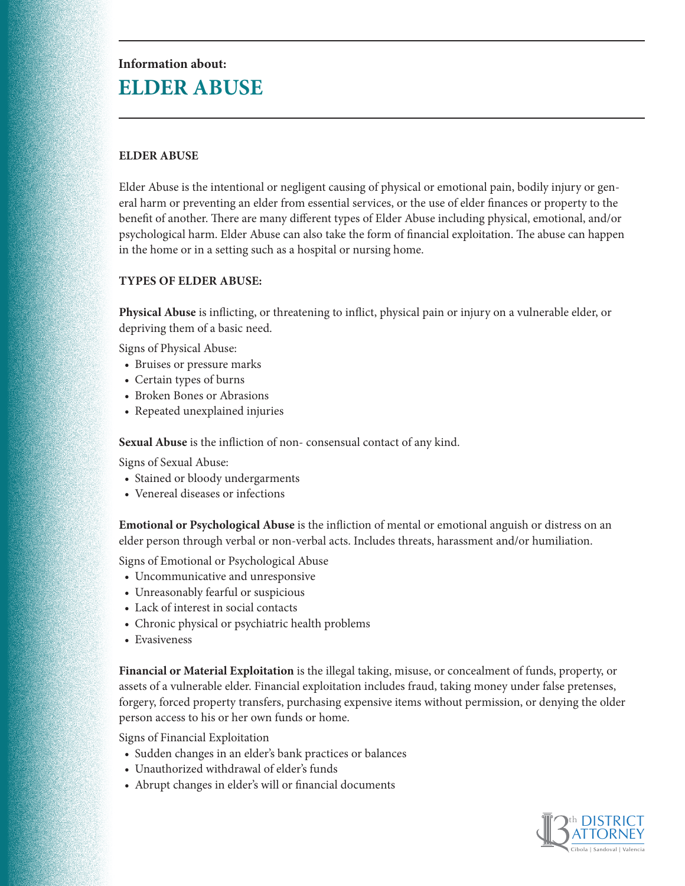Information about:

# ELDER ABUSE

## ELDER ABUSE

Elder Abuse is the intentional or negligent causing of physical or emotional pain, bodily injury or general harm or preventing an elder from essential services, or the use of elder finances or property to the benefit of another. There are many different types of Elder Abuse including physical, emotional, and/or psychological harm. Elder Abuse can also take the form of financial exploitation. The abuse can happen in the home or in a setting such as a hospital or nursing home.

## TYPES OF ELDER ABUSE:

**Physical Abuse** is inflicting, or threatening to inflict, physical pain or injury on a vulnerable elder, or depriving them of a basic need.

Signs of Physical Abuse:

- Bruises or pressure marks
- Certain types of burns
- Broken Bones or Abrasions
- Repeated unexplained injuries

**Sexual Abuse** is the infliction of non- consensual contact of any kind.

Signs of Sexual Abuse:

- Stained or bloody undergarments
- Venereal diseases or infections

**Emotional or Psychological Abuse** is the infliction of mental or emotional anguish or distress on an elder person through verbal or non-verbal acts. Includes threats, harassment and/or humiliation.

Signs of Emotional or Psychological Abuse

- Uncommunicative and unresponsive
- Unreasonably fearful or suspicious
- Lack of interest in social contacts
- Chronic physical or psychiatric health problems
- Evasiveness

**Financial or Material Exploitation** is the illegal taking, misuse, or concealment of funds, property, or assets of a vulnerable elder. Financial exploitation includes fraud, taking money under false pretenses, forgery, forced property transfers, purchasing expensive items without permission, or denying the older person access to his or her own funds or home.

Signs of Financial Exploitation

- Sudden changes in an elder's bank practices or balances
- Unauthorized withdrawal of elder's funds
- Abrupt changes in elder's will or financial documents

13th DISTRICT ATTORNEY
Cibola | Sandoval | Valencia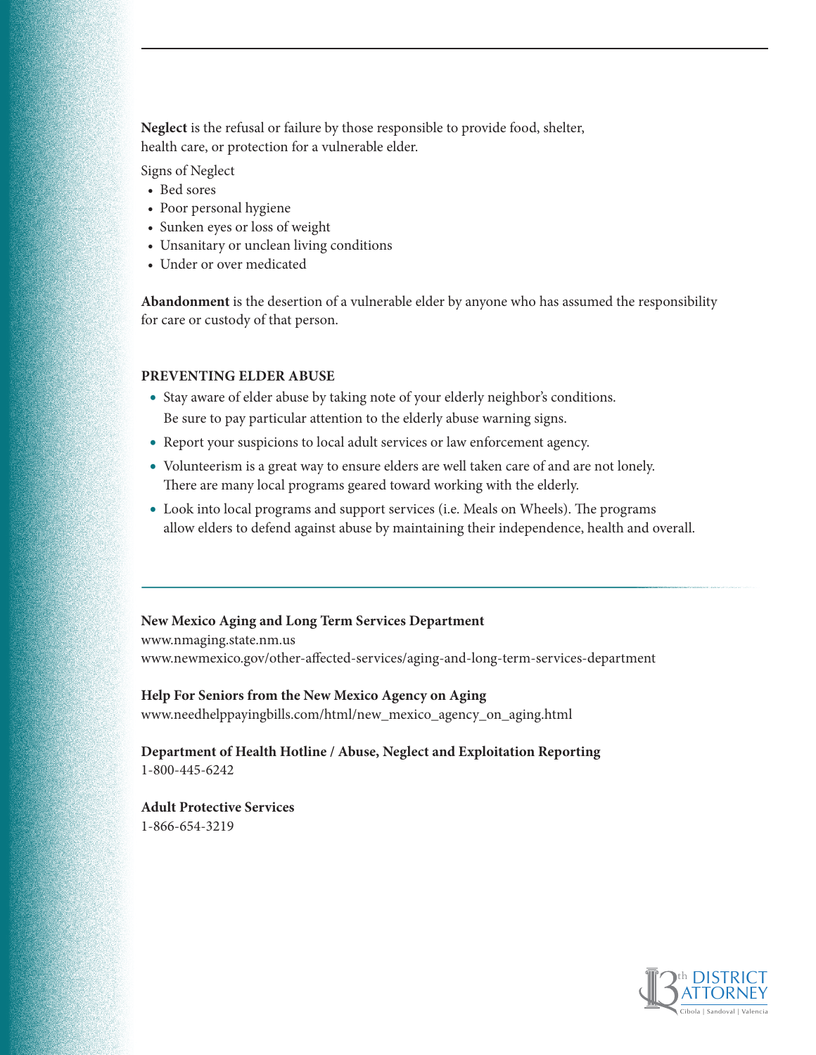**Neglect** is the refusal or failure by those responsible to provide food, shelter, health care, or protection for a vulnerable elder.

Signs of Neglect

- Bed sores
- Poor personal hygiene
- Sunken eyes or loss of weight
- Unsanitary or unclean living conditions
- Under or over medicated

**Abandonment** is the desertion of a vulnerable elder by anyone who has assumed the responsibility for care or custody of that person.

## PREVENTING ELDER ABUSE

- Stay aware of elder abuse by taking note of your elderly neighbor's conditions. Be sure to pay particular attention to the elderly abuse warning signs.
- Report your suspicions to local adult services or law enforcement agency.
- Volunteerism is a great way to ensure elders are well taken care of and are not lonely. There are many local programs geared toward working with the elderly.
- Look into local programs and support services (i.e. Meals on Wheels). The programs allow elders to defend against abuse by maintaining their independence, health and overall.

---

**New Mexico Aging and Long Term Services Department**
www.nmaging.state.nm.us
www.newmexico.gov/other-affected-services/aging-and-long-term-services-department

**Help For Seniors from the New Mexico Agency on Aging**
www.needhelppayingbills.com/html/new_mexico_agency_on_aging.html

**Department of Health Hotline / Abuse, Neglect and Exploitation Reporting**
1-800-445-6242

**Adult Protective Services**
1-866-654-3219

13th DISTRICT ATTORNEY
Cibola | Sandoval | Valencia